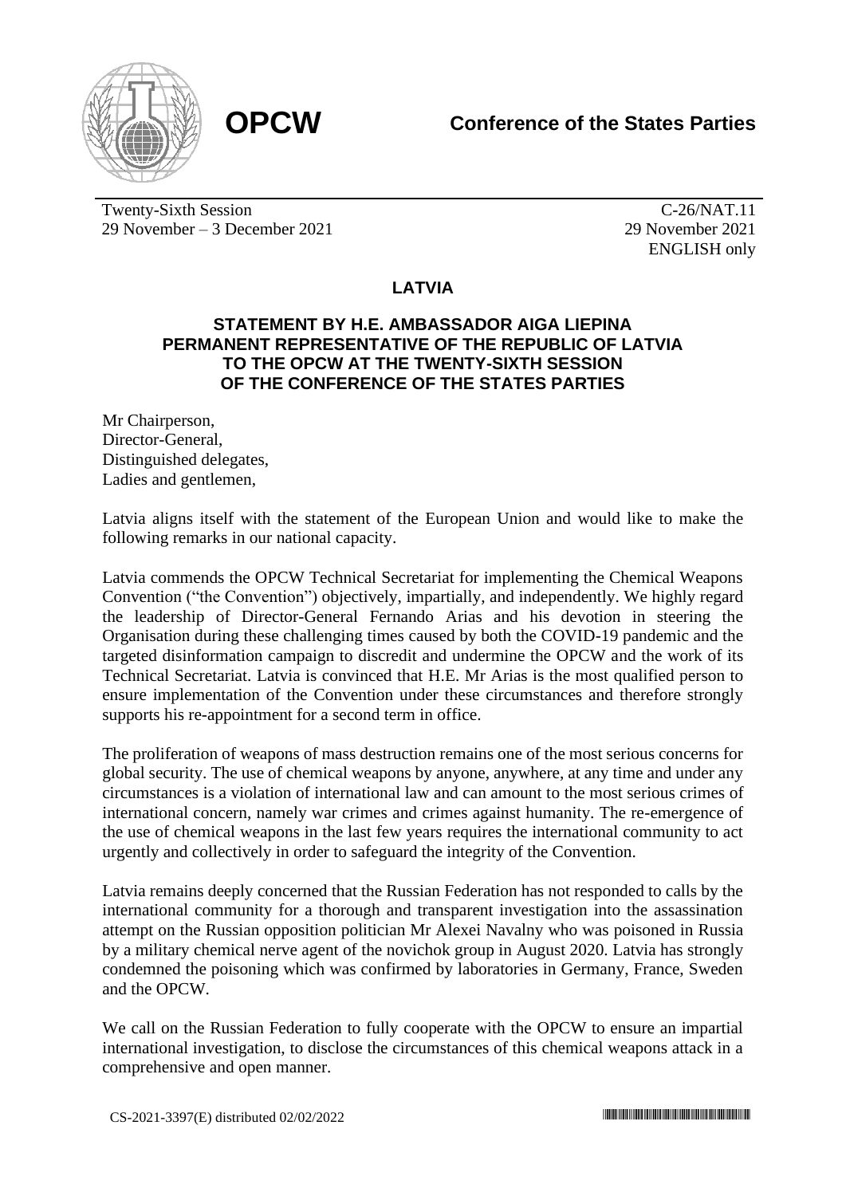**OPCW**

**Conference of the States Parties**

Twenty-Sixth Session
29 November – 3 December 2021

C-26/NAT.11
29 November 2021
ENGLISH only

## LATVIA

### STATEMENT BY H.E. AMBASSADOR AIGA LIEPINA PERMANENT REPRESENTATIVE OF THE REPUBLIC OF LATVIA TO THE OPCW AT THE TWENTY-SIXTH SESSION OF THE CONFERENCE OF THE STATES PARTIES

Mr Chairperson,
Director-General,
Distinguished delegates,
Ladies and gentlemen,

Latvia aligns itself with the statement of the European Union and would like to make the following remarks in our national capacity.

Latvia commends the OPCW Technical Secretariat for implementing the Chemical Weapons Convention ("the Convention") objectively, impartially, and independently. We highly regard the leadership of Director-General Fernando Arias and his devotion in steering the Organisation during these challenging times caused by both the COVID-19 pandemic and the targeted disinformation campaign to discredit and undermine the OPCW and the work of its Technical Secretariat. Latvia is convinced that H.E. Mr Arias is the most qualified person to ensure implementation of the Convention under these circumstances and therefore strongly supports his re-appointment for a second term in office.

The proliferation of weapons of mass destruction remains one of the most serious concerns for global security. The use of chemical weapons by anyone, anywhere, at any time and under any circumstances is a violation of international law and can amount to the most serious crimes of international concern, namely war crimes and crimes against humanity. The re-emergence of the use of chemical weapons in the last few years requires the international community to act urgently and collectively in order to safeguard the integrity of the Convention.

Latvia remains deeply concerned that the Russian Federation has not responded to calls by the international community for a thorough and transparent investigation into the assassination attempt on the Russian opposition politician Mr Alexei Navalny who was poisoned in Russia by a military chemical nerve agent of the novichok group in August 2020. Latvia has strongly condemned the poisoning which was confirmed by laboratories in Germany, France, Sweden and the OPCW.

We call on the Russian Federation to fully cooperate with the OPCW to ensure an impartial international investigation, to disclose the circumstances of this chemical weapons attack in a comprehensive and open manner.

CS-2021-3397(E) distributed 02/02/2022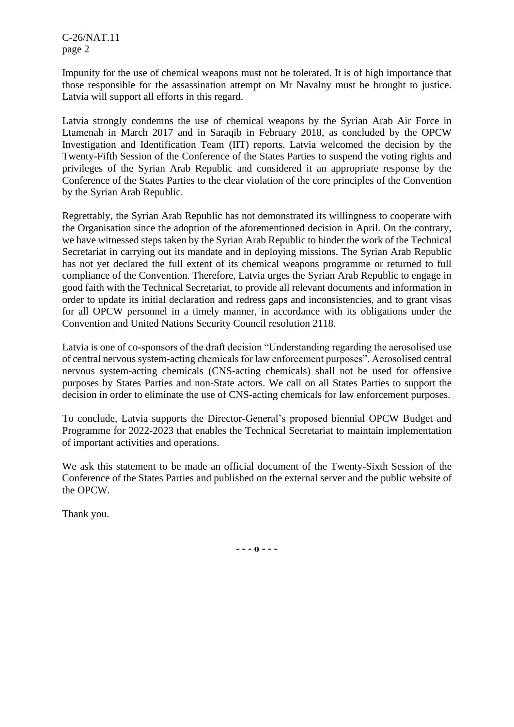Impunity for the use of chemical weapons must not be tolerated. It is of high importance that those responsible for the assassination attempt on Mr Navalny must be brought to justice. Latvia will support all efforts in this regard.

Latvia strongly condemns the use of chemical weapons by the Syrian Arab Air Force in Ltamenah in March 2017 and in Saraqib in February 2018, as concluded by the OPCW Investigation and Identification Team (IIT) reports. Latvia welcomed the decision by the Twenty-Fifth Session of the Conference of the States Parties to suspend the voting rights and privileges of the Syrian Arab Republic and considered it an appropriate response by the Conference of the States Parties to the clear violation of the core principles of the Convention by the Syrian Arab Republic.

Regrettably, the Syrian Arab Republic has not demonstrated its willingness to cooperate with the Organisation since the adoption of the aforementioned decision in April. On the contrary, we have witnessed steps taken by the Syrian Arab Republic to hinder the work of the Technical Secretariat in carrying out its mandate and in deploying missions. The Syrian Arab Republic has not yet declared the full extent of its chemical weapons programme or returned to full compliance of the Convention. Therefore, Latvia urges the Syrian Arab Republic to engage in good faith with the Technical Secretariat, to provide all relevant documents and information in order to update its initial declaration and redress gaps and inconsistencies, and to grant visas for all OPCW personnel in a timely manner, in accordance with its obligations under the Convention and United Nations Security Council resolution 2118.

Latvia is one of co-sponsors of the draft decision "Understanding regarding the aerosolised use of central nervous system-acting chemicals for law enforcement purposes". Aerosolised central nervous system-acting chemicals (CNS-acting chemicals) shall not be used for offensive purposes by States Parties and non-State actors. We call on all States Parties to support the decision in order to eliminate the use of CNS-acting chemicals for law enforcement purposes.

To conclude, Latvia supports the Director-General's proposed biennial OPCW Budget and Programme for 2022-2023 that enables the Technical Secretariat to maintain implementation of important activities and operations.

We ask this statement to be made an official document of the Twenty-Sixth Session of the Conference of the States Parties and published on the external server and the public website of the OPCW.

Thank you.

**- - - o - - -**